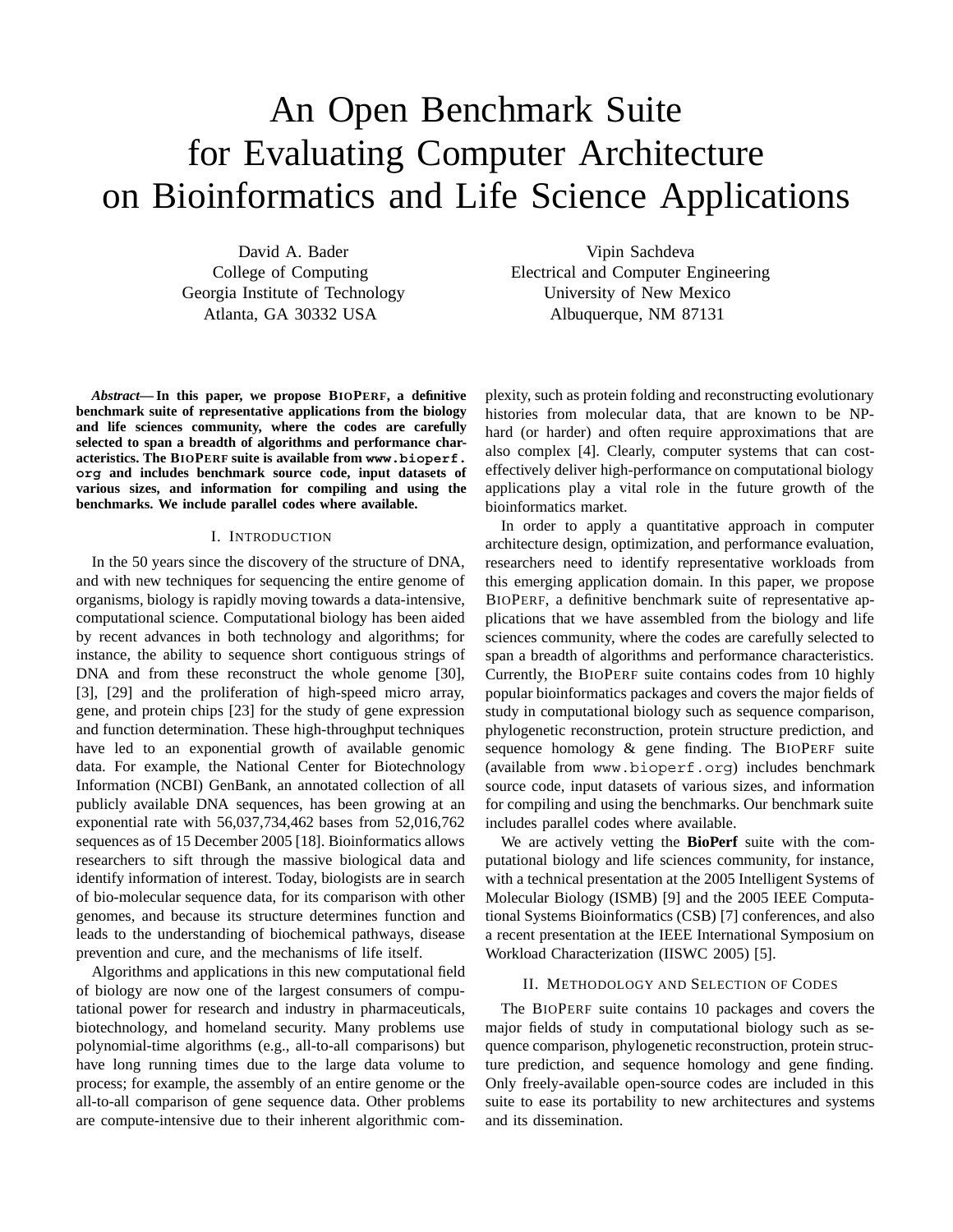# An Open Benchmark Suite for Evaluating Computer Architecture on Bioinformatics and Life Science Applications

David A. Bader
College of Computing
Georgia Institute of Technology
Atlanta, GA 30332 USA

Vipin Sachdeva
Electrical and Computer Engineering
University of New Mexico
Albuquerque, NM 87131

***Abstract*— In this paper, we propose BIOPERF, a definitive benchmark suite of representative applications from the biology and life sciences community, where the codes are carefully selected to span a breadth of algorithms and performance characteristics. The BIOPERF suite is available from `www.bioperf.org` and includes benchmark source code, input datasets of various sizes, and information for compiling and using the benchmarks. We include parallel codes where available.**

## I. Introduction

In the 50 years since the discovery of the structure of DNA, and with new techniques for sequencing the entire genome of organisms, biology is rapidly moving towards a data-intensive, computational science. Computational biology has been aided by recent advances in both technology and algorithms; for instance, the ability to sequence short contiguous strings of DNA and from these reconstruct the whole genome [30], [3], [29] and the proliferation of high-speed micro array, gene, and protein chips [23] for the study of gene expression and function determination. These high-throughput techniques have led to an exponential growth of available genomic data. For example, the National Center for Biotechnology Information (NCBI) GenBank, an annotated collection of all publicly available DNA sequences, has been growing at an exponential rate with 56,037,734,462 bases from 52,016,762 sequences as of 15 December 2005 [18]. Bioinformatics allows researchers to sift through the massive biological data and identify information of interest. Today, biologists are in search of bio-molecular sequence data, for its comparison with other genomes, and because its structure determines function and leads to the understanding of biochemical pathways, disease prevention and cure, and the mechanisms of life itself.

Algorithms and applications in this new computational field of biology are now one of the largest consumers of computational power for research and industry in pharmaceuticals, biotechnology, and homeland security. Many problems use polynomial-time algorithms (e.g., all-to-all comparisons) but have long running times due to the large data volume to process; for example, the assembly of an entire genome or the all-to-all comparison of gene sequence data. Other problems are compute-intensive due to their inherent algorithmic complexity, such as protein folding and reconstructing evolutionary histories from molecular data, that are known to be NP-hard (or harder) and often require approximations that are also complex [4]. Clearly, computer systems that can cost-effectively deliver high-performance on computational biology applications play a vital role in the future growth of the bioinformatics market.

In order to apply a quantitative approach in computer architecture design, optimization, and performance evaluation, researchers need to identify representative workloads from this emerging application domain. In this paper, we propose BIOPERF, a definitive benchmark suite of representative applications that we have assembled from the biology and life sciences community, where the codes are carefully selected to span a breadth of algorithms and performance characteristics. Currently, the BIOPERF suite contains codes from 10 highly popular bioinformatics packages and covers the major fields of study in computational biology such as sequence comparison, phylogenetic reconstruction, protein structure prediction, and sequence homology & gene finding. The BIOPERF suite (available from `www.bioperf.org`) includes benchmark source code, input datasets of various sizes, and information for compiling and using the benchmarks. Our benchmark suite includes parallel codes where available.

We are actively vetting the **BioPerf** suite with the computational biology and life sciences community, for instance, with a technical presentation at the 2005 Intelligent Systems of Molecular Biology (ISMB) [9] and the 2005 IEEE Computational Systems Bioinformatics (CSB) [7] conferences, and also a recent presentation at the IEEE International Symposium on Workload Characterization (IISWC 2005) [5].

## II. Methodology and Selection of Codes

The BIOPERF suite contains 10 packages and covers the major fields of study in computational biology such as sequence comparison, phylogenetic reconstruction, protein structure prediction, and sequence homology and gene finding. Only freely-available open-source codes are included in this suite to ease its portability to new architectures and systems and its dissemination.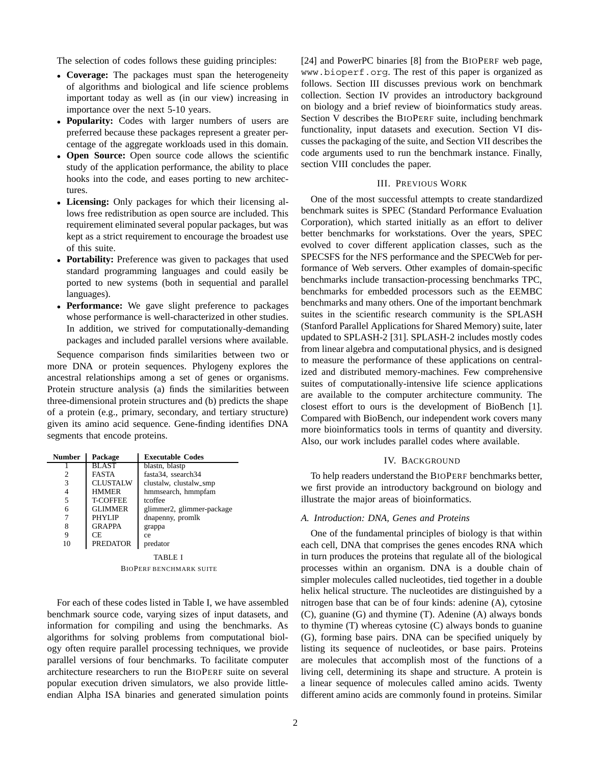The selection of codes follows these guiding principles:

- **Coverage:** The packages must span the heterogeneity of algorithms and biological and life science problems important today as well as (in our view) increasing in importance over the next 5-10 years.
- **Popularity:** Codes with larger numbers of users are preferred because these packages represent a greater percentage of the aggregate workloads used in this domain.
- **Open Source:** Open source code allows the scientific study of the application performance, the ability to place hooks into the code, and eases porting to new architectures.
- **Licensing:** Only packages for which their licensing allows free redistribution as open source are included. This requirement eliminated several popular packages, but was kept as a strict requirement to encourage the broadest use of this suite.
- **Portability:** Preference was given to packages that used standard programming languages and could easily be ported to new systems (both in sequential and parallel languages).
- **Performance:** We gave slight preference to packages whose performance is well-characterized in other studies. In addition, we strived for computationally-demanding packages and included parallel versions where available.

Sequence comparison finds similarities between two or more DNA or protein sequences. Phylogeny explores the ancestral relationships among a set of genes or organisms. Protein structure analysis (a) finds the similarities between three-dimensional protein structures and (b) predicts the shape of a protein (e.g., primary, secondary, and tertiary structure) given its amino acid sequence. Gene-finding identifies DNA segments that encode proteins.

| Number | Package | Executable Codes |
|---|---|---|
| 1 | BLAST | blastn, blastp |
| 2 | FASTA | fasta34, ssearch34 |
| 3 | CLUSTALW | clustalw, clustalw_smp |
| 4 | HMMER | hmmsearch, hmmpfam |
| 5 | T-COFFEE | tcoffee |
| 6 | GLIMMER | glimmer2, glimmer-package |
| 7 | PHYLIP | dnapenny, promlk |
| 8 | GRAPPA | grappa |
| 9 | CE | ce |
| 10 | PREDATOR | predator |

TABLE I

BIOPERF BENCHMARK SUITE

For each of these codes listed in Table I, we have assembled benchmark source code, varying sizes of input datasets, and information for compiling and using the benchmarks. As algorithms for solving problems from computational biology often require parallel processing techniques, we provide parallel versions of four benchmarks. To facilitate computer architecture researchers to run the BIOPERF suite on several popular execution driven simulators, we also provide little-endian Alpha ISA binaries and generated simulation points [24] and PowerPC binaries [8] from the BIOPERF web page, `www.bioperf.org`. The rest of this paper is organized as follows. Section III discusses previous work on benchmark collection. Section IV provides an introductory background on biology and a brief review of bioinformatics study areas. Section V describes the BIOPERF suite, including benchmark functionality, input datasets and execution. Section VI discusses the packaging of the suite, and Section VII describes the code arguments used to run the benchmark instance. Finally, section VIII concludes the paper.

## III. PREVIOUS WORK

One of the most successful attempts to create standardized benchmark suites is SPEC (Standard Performance Evaluation Corporation), which started initially as an effort to deliver better benchmarks for workstations. Over the years, SPEC evolved to cover different application classes, such as the SPECSFS for the NFS performance and the SPECWeb for performance of Web servers. Other examples of domain-specific benchmarks include transaction-processing benchmarks TPC, benchmarks for embedded processors such as the EEMBC benchmarks and many others. One of the important benchmark suites in the scientific research community is the SPLASH (Stanford Parallel Applications for Shared Memory) suite, later updated to SPLASH-2 [31]. SPLASH-2 includes mostly codes from linear algebra and computational physics, and is designed to measure the performance of these applications on centralized and distributed memory-machines. Few comprehensive suites of computationally-intensive life science applications are available to the computer architecture community. The closest effort to ours is the development of BioBench [1]. Compared with BioBench, our independent work covers many more bioinformatics tools in terms of quantity and diversity. Also, our work includes parallel codes where available.

## IV. BACKGROUND

To help readers understand the BIOPERF benchmarks better, we first provide an introductory background on biology and illustrate the major areas of bioinformatics.

### *A. Introduction: DNA, Genes and Proteins*

One of the fundamental principles of biology is that within each cell, DNA that comprises the genes encodes RNA which in turn produces the proteins that regulate all of the biological processes within an organism. DNA is a double chain of simpler molecules called nucleotides, tied together in a double helix helical structure. The nucleotides are distinguished by a nitrogen base that can be of four kinds: adenine (A), cytosine (C), guanine (G) and thymine (T). Adenine (A) always bonds to thymine (T) whereas cytosine (C) always bonds to guanine (G), forming base pairs. DNA can be specified uniquely by listing its sequence of nucleotides, or base pairs. Proteins are molecules that accomplish most of the functions of a living cell, determining its shape and structure. A protein is a linear sequence of molecules called amino acids. Twenty different amino acids are commonly found in proteins. Similar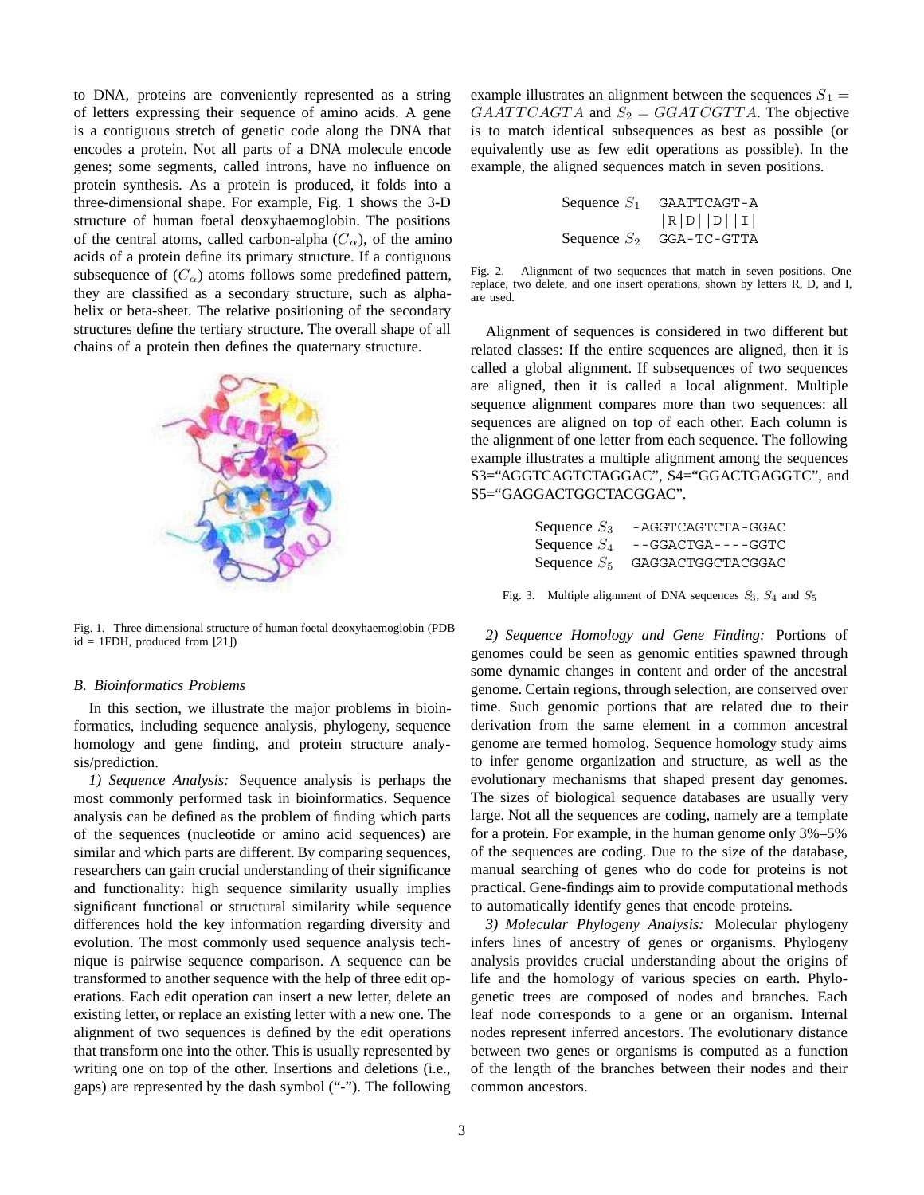to DNA, proteins are conveniently represented as a string of letters expressing their sequence of amino acids. A gene is a contiguous stretch of genetic code along the DNA that encodes a protein. Not all parts of a DNA molecule encode genes; some segments, called introns, have no influence on protein synthesis. As a protein is produced, it folds into a three-dimensional shape. For example, Fig. 1 shows the 3-D structure of human foetal deoxyhaemoglobin. The positions of the central atoms, called carbon-alpha ($C_\alpha$), of the amino acids of a protein define its primary structure. If a contiguous subsequence of ($C_\alpha$) atoms follows some predefined pattern, they are classified as a secondary structure, such as alpha-helix or beta-sheet. The relative positioning of the secondary structures define the tertiary structure. The overall shape of all chains of a protein then defines the quaternary structure.

Fig. 1. Three dimensional structure of human foetal deoxyhaemoglobin (PDB id = 1FDH, produced from [21])

### B. Bioinformatics Problems

In this section, we illustrate the major problems in bioinformatics, including sequence analysis, phylogeny, sequence homology and gene finding, and protein structure analysis/prediction.

*1) Sequence Analysis:* Sequence analysis is perhaps the most commonly performed task in bioinformatics. Sequence analysis can be defined as the problem of finding which parts of the sequences (nucleotide or amino acid sequences) are similar and which parts are different. By comparing sequences, researchers can gain crucial understanding of their significance and functionality: high sequence similarity usually implies significant functional or structural similarity while sequence differences hold the key information regarding diversity and evolution. The most commonly used sequence analysis technique is pairwise sequence comparison. A sequence can be transformed to another sequence with the help of three edit operations. Each edit operation can insert a new letter, delete an existing letter, or replace an existing letter with a new one. The alignment of two sequences is defined by the edit operations that transform one into the other. This is usually represented by writing one on top of the other. Insertions and deletions (i.e., gaps) are represented by the dash symbol ("-"). The following example illustrates an alignment between the sequences $S_1 = GAATTCAGTA$ and $S_2 = GGATCGTTA$. The objective is to match identical subsequences as best as possible (or equivalently use as few edit operations as possible). In the example, the aligned sequences match in seven positions.

```
Sequence S1   GAATTCAGT-A
              |R|D||D||I|
Sequence S2   GGA-TC-GTTA
```

Fig. 2. Alignment of two sequences that match in seven positions. One replace, two delete, and one insert operations, shown by letters R, D, and I, are used.

Alignment of sequences is considered in two different but related classes: If the entire sequences are aligned, then it is called a global alignment. If subsequences of two sequences are aligned, then it is called a local alignment. Multiple sequence alignment compares more than two sequences: all sequences are aligned on top of each other. Each column is the alignment of one letter from each sequence. The following example illustrates a multiple alignment among the sequences S3="AGGTCAGTCTAGGAC", S4="GGACTGAGGTC", and S5="GAGGACTGGCTACGGAC".

```
Sequence S3   -AGGTCAGTCTA-GGAC
Sequence S4   --GGACTGA----GGTC
Sequence S5   GAGGACTGGCTACGGAC
```

Fig. 3. Multiple alignment of DNA sequences $S_3$, $S_4$ and $S_5$

*2) Sequence Homology and Gene Finding:* Portions of genomes could be seen as genomic entities spawned through some dynamic changes in content and order of the ancestral genome. Certain regions, through selection, are conserved over time. Such genomic portions that are related due to their derivation from the same element in a common ancestral genome are termed homolog. Sequence homology study aims to infer genome organization and structure, as well as the evolutionary mechanisms that shaped present day genomes. The sizes of biological sequence databases are usually very large. Not all the sequences are coding, namely are a template for a protein. For example, in the human genome only 3%–5% of the sequences are coding. Due to the size of the database, manual searching of genes who do code for proteins is not practical. Gene-findings aim to provide computational methods to automatically identify genes that encode proteins.

*3) Molecular Phylogeny Analysis:* Molecular phylogeny infers lines of ancestry of genes or organisms. Phylogeny analysis provides crucial understanding about the origins of life and the homology of various species on earth. Phylogenetic trees are composed of nodes and branches. Each leaf node corresponds to a gene or an organism. Internal nodes represent inferred ancestors. The evolutionary distance between two genes or organisms is computed as a function of the length of the branches between their nodes and their common ancestors.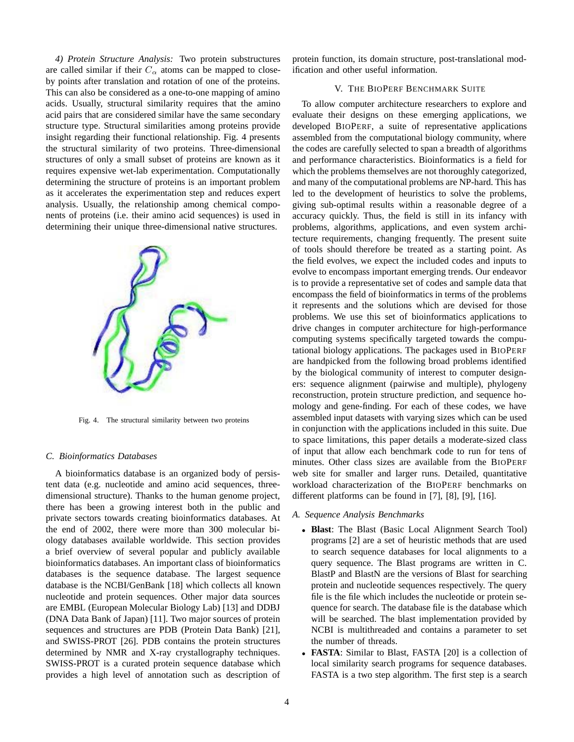*4) Protein Structure Analysis:* Two protein substructures are called similar if their $C_\alpha$ atoms can be mapped to close-by points after translation and rotation of one of the proteins. This can also be considered as a one-to-one mapping of amino acids. Usually, structural similarity requires that the amino acid pairs that are considered similar have the same secondary structure type. Structural similarities among proteins provide insight regarding their functional relationship. Fig. 4 presents the structural similarity of two proteins. Three-dimensional structures of only a small subset of proteins are known as it requires expensive wet-lab experimentation. Computationally determining the structure of proteins is an important problem as it accelerates the experimentation step and reduces expert analysis. Usually, the relationship among chemical components of proteins (i.e. their amino acid sequences) is used in determining their unique three-dimensional native structures.

Fig. 4. The structural similarity between two proteins

### C. Bioinformatics Databases

A bioinformatics database is an organized body of persistent data (e.g. nucleotide and amino acid sequences, three-dimensional structure). Thanks to the human genome project, there has been a growing interest both in the public and private sectors towards creating bioinformatics databases. At the end of 2002, there were more than 300 molecular biology databases available worldwide. This section provides a brief overview of several popular and publicly available bioinformatics databases. An important class of bioinformatics databases is the sequence database. The largest sequence database is the NCBI/GenBank [18] which collects all known nucleotide and protein sequences. Other major data sources are EMBL (European Molecular Biology Lab) [13] and DDBJ (DNA Data Bank of Japan) [11]. Two major sources of protein sequences and structures are PDB (Protein Data Bank) [21], and SWISS-PROT [26]. PDB contains the protein structures determined by NMR and X-ray crystallography techniques. SWISS-PROT is a curated protein sequence database which provides a high level of annotation such as description of protein function, its domain structure, post-translational modification and other useful information.

## V. The BioPerf Benchmark Suite

To allow computer architecture researchers to explore and evaluate their designs on these emerging applications, we developed BioPerf, a suite of representative applications assembled from the computational biology community, where the codes are carefully selected to span a breadth of algorithms and performance characteristics. Bioinformatics is a field for which the problems themselves are not thoroughly categorized, and many of the computational problems are NP-hard. This has led to the development of heuristics to solve the problems, giving sub-optimal results within a reasonable degree of a accuracy quickly. Thus, the field is still in its infancy with problems, algorithms, applications, and even system architecture requirements, changing frequently. The present suite of tools should therefore be treated as a starting point. As the field evolves, we expect the included codes and inputs to evolve to encompass important emerging trends. Our endeavor is to provide a representative set of codes and sample data that encompass the field of bioinformatics in terms of the problems it represents and the solutions which are devised for those problems. We use this set of bioinformatics applications to drive changes in computer architecture for high-performance computing systems specifically targeted towards the computational biology applications. The packages used in BioPerf are handpicked from the following broad problems identified by the biological community of interest to computer designers: sequence alignment (pairwise and multiple), phylogeny reconstruction, protein structure prediction, and sequence homology and gene-finding. For each of these codes, we have assembled input datasets with varying sizes which can be used in conjunction with the applications included in this suite. Due to space limitations, this paper details a moderate-sized class of input that allow each benchmark code to run for tens of minutes. Other class sizes are available from the BioPerf web site for smaller and larger runs. Detailed, quantitative workload characterization of the BioPerf benchmarks on different platforms can be found in [7], [8], [9], [16].

### A. Sequence Analysis Benchmarks

- **Blast**: The Blast (Basic Local Alignment Search Tool) programs [2] are a set of heuristic methods that are used to search sequence databases for local alignments to a query sequence. The Blast programs are written in C. BlastP and BlastN are the versions of Blast for searching protein and nucleotide sequences respectively. The query file is the file which includes the nucleotide or protein sequence for search. The database file is the database which will be searched. The blast implementation provided by NCBI is multithreaded and contains a parameter to set the number of threads.
- **FASTA**: Similar to Blast, FASTA [20] is a collection of local similarity search programs for sequence databases. FASTA is a two step algorithm. The first step is a search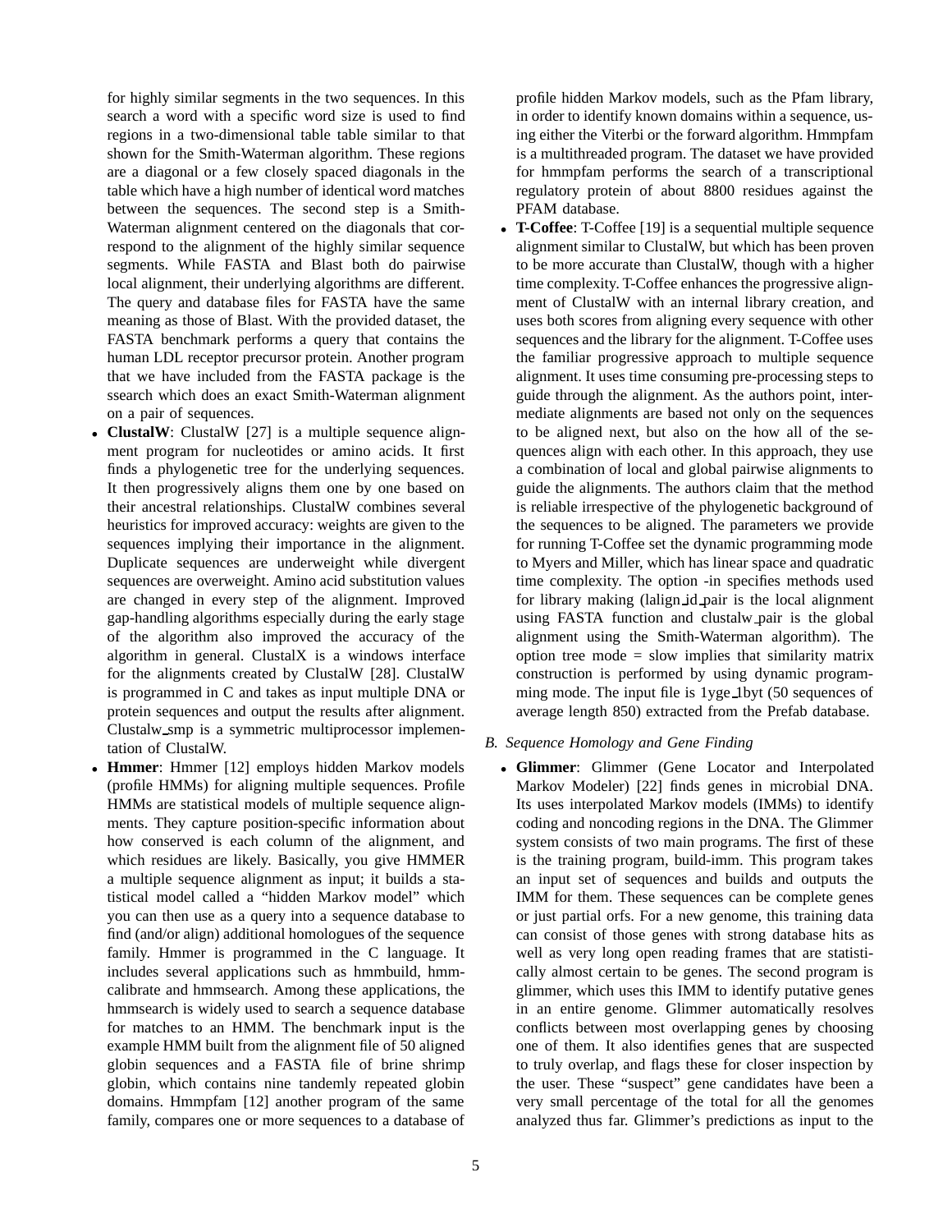for highly similar segments in the two sequences. In this search a word with a specific word size is used to find regions in a two-dimensional table table similar to that shown for the Smith-Waterman algorithm. These regions are a diagonal or a few closely spaced diagonals in the table which have a high number of identical word matches between the sequences. The second step is a Smith-Waterman alignment centered on the diagonals that correspond to the alignment of the highly similar sequence segments. While FASTA and Blast both do pairwise local alignment, their underlying algorithms are different. The query and database files for FASTA have the same meaning as those of Blast. With the provided dataset, the FASTA benchmark performs a query that contains the human LDL receptor precursor protein. Another program that we have included from the FASTA package is the ssearch which does an exact Smith-Waterman alignment on a pair of sequences.

- **ClustalW**: ClustalW [27] is a multiple sequence alignment program for nucleotides or amino acids. It first finds a phylogenetic tree for the underlying sequences. It then progressively aligns them one by one based on their ancestral relationships. ClustalW combines several heuristics for improved accuracy: weights are given to the sequences implying their importance in the alignment. Duplicate sequences are underweight while divergent sequences are overweight. Amino acid substitution values are changed in every step of the alignment. Improved gap-handling algorithms especially during the early stage of the algorithm also improved the accuracy of the algorithm in general. ClustalX is a windows interface for the alignments created by ClustalW [28]. ClustalW is programmed in C and takes as input multiple DNA or protein sequences and output the results after alignment. Clustalw_smp is a symmetric multiprocessor implementation of ClustalW.
- **Hmmer**: Hmmer [12] employs hidden Markov models (profile HMMs) for aligning multiple sequences. Profile HMMs are statistical models of multiple sequence alignments. They capture position-specific information about how conserved is each column of the alignment, and which residues are likely. Basically, you give HMMER a multiple sequence alignment as input; it builds a statistical model called a "hidden Markov model" which you can then use as a query into a sequence database to find (and/or align) additional homologues of the sequence family. Hmmer is programmed in the C language. It includes several applications such as hmmbuild, hmmcalibrate and hmmsearch. Among these applications, the hmmsearch is widely used to search a sequence database for matches to an HMM. The benchmark input is the example HMM built from the alignment file of 50 aligned globin sequences and a FASTA file of brine shrimp globin, which contains nine tandemly repeated globin domains. Hmmpfam [12] another program of the same family, compares one or more sequences to a database of profile hidden Markov models, such as the Pfam library, in order to identify known domains within a sequence, using either the Viterbi or the forward algorithm. Hmmpfam is a multithreaded program. The dataset we have provided for hmmpfam performs the search of a transcriptional regulatory protein of about 8800 residues against the PFAM database.
- **T-Coffee**: T-Coffee [19] is a sequential multiple sequence alignment similar to ClustalW, but which has been proven to be more accurate than ClustalW, though with a higher time complexity. T-Coffee enhances the progressive alignment of ClustalW with an internal library creation, and uses both scores from aligning every sequence with other sequences and the library for the alignment. T-Coffee uses the familiar progressive approach to multiple sequence alignment. It uses time consuming pre-processing steps to guide through the alignment. As the authors point, intermediate alignments are based not only on the sequences to be aligned next, but also on the how all of the sequences align with each other. In this approach, they use a combination of local and global pairwise alignments to guide the alignments. The authors claim that the method is reliable irrespective of the phylogenetic background of the sequences to be aligned. The parameters we provide for running T-Coffee set the dynamic programming mode to Myers and Miller, which has linear space and quadratic time complexity. The option -in specifies methods used for library making (lalign_id_pair is the local alignment using FASTA function and clustalw_pair is the global alignment using the Smith-Waterman algorithm). The option tree mode = slow implies that similarity matrix construction is performed by using dynamic programming mode. The input file is 1yge_1byt (50 sequences of average length 850) extracted from the Prefab database.

### *B. Sequence Homology and Gene Finding*

- **Glimmer**: Glimmer (Gene Locator and Interpolated Markov Modeler) [22] finds genes in microbial DNA. Its uses interpolated Markov models (IMMs) to identify coding and noncoding regions in the DNA. The Glimmer system consists of two main programs. The first of these is the training program, build-imm. This program takes an input set of sequences and builds and outputs the IMM for them. These sequences can be complete genes or just partial orfs. For a new genome, this training data can consist of those genes with strong database hits as well as very long open reading frames that are statistically almost certain to be genes. The second program is glimmer, which uses this IMM to identify putative genes in an entire genome. Glimmer automatically resolves conflicts between most overlapping genes by choosing one of them. It also identifies genes that are suspected to truly overlap, and flags these for closer inspection by the user. These "suspect" gene candidates have been a very small percentage of the total for all the genomes analyzed thus far. Glimmer's predictions as input to the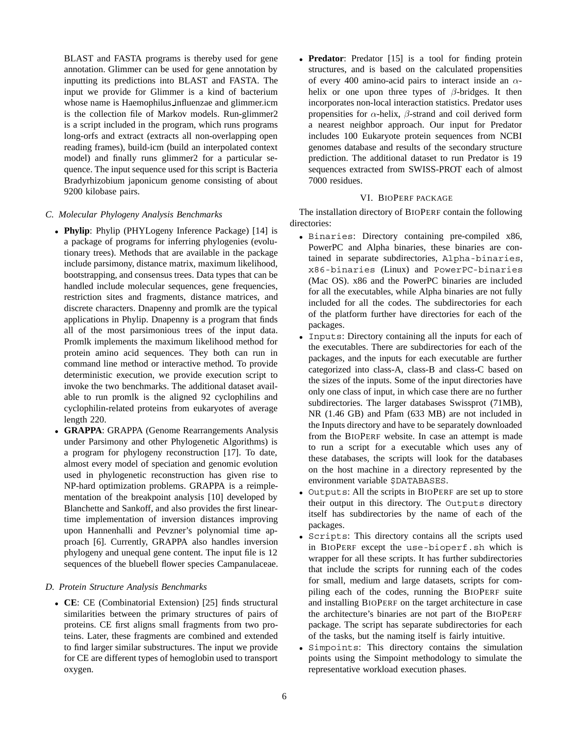BLAST and FASTA programs is thereby used for gene annotation. Glimmer can be used for gene annotation by inputting its predictions into BLAST and FASTA. The input we provide for Glimmer is a kind of bacterium whose name is Haemophilus_influenzae and glimmer.icm is the collection file of Markov models. Run-glimmer2 is a script included in the program, which runs programs long-orfs and extract (extracts all non-overlapping open reading frames), build-icm (build an interpolated context model) and finally runs glimmer2 for a particular sequence. The input sequence used for this script is Bacteria Bradyrhizobium japonicum genome consisting of about 9200 kilobase pairs.

### C. Molecular Phylogeny Analysis Benchmarks

- **Phylip**: Phylip (PHYLogeny Inference Package) [14] is a package of programs for inferring phylogenies (evolutionary trees). Methods that are available in the package include parsimony, distance matrix, maximum likelihood, bootstrapping, and consensus trees. Data types that can be handled include molecular sequences, gene frequencies, restriction sites and fragments, distance matrices, and discrete characters. Dnapenny and promlk are the typical applications in Phylip. Dnapenny is a program that finds all of the most parsimonious trees of the input data. Promlk implements the maximum likelihood method for protein amino acid sequences. They both can run in command line method or interactive method. To provide deterministic execution, we provide execution script to invoke the two benchmarks. The additional dataset available to run promlk is the aligned 92 cyclophilins and cyclophilin-related proteins from eukaryotes of average length 220.
- **GRAPPA**: GRAPPA (Genome Rearrangements Analysis under Parsimony and other Phylogenetic Algorithms) is a program for phylogeny reconstruction [17]. To date, almost every model of speciation and genomic evolution used in phylogenetic reconstruction has given rise to NP-hard optimization problems. GRAPPA is a reimplementation of the breakpoint analysis [10] developed by Blanchette and Sankoff, and also provides the first linear-time implementation of inversion distances improving upon Hannenhalli and Pevzner's polynomial time approach [6]. Currently, GRAPPA also handles inversion phylogeny and unequal gene content. The input file is 12 sequences of the bluebell flower species Campanulaceae.

### D. Protein Structure Analysis Benchmarks

- **CE**: CE (Combinatorial Extension) [25] finds structural similarities between the primary structures of pairs of proteins. CE first aligns small fragments from two proteins. Later, these fragments are combined and extended to find larger similar substructures. The input we provide for CE are different types of hemoglobin used to transport oxygen.
- **Predator**: Predator [15] is a tool for finding protein structures, and is based on the calculated propensities of every 400 amino-acid pairs to interact inside an $\alpha$-helix or one upon three types of $\beta$-bridges. It then incorporates non-local interaction statistics. Predator uses propensities for $\alpha$-helix, $\beta$-strand and coil derived form a nearest neighbor approach. Our input for Predator includes 100 Eukaryote protein sequences from NCBI genomes database and results of the secondary structure prediction. The additional dataset to run Predator is 19 sequences extracted from SWISS-PROT each of almost 7000 residues.

## VI. BioPerf Package

The installation directory of BioPerf contain the following directories:

- `Binaries`: Directory containing pre-compiled x86, PowerPC and Alpha binaries, these binaries are contained in separate subdirectories, `Alpha-binaries`, `x86-binaries` (Linux) and `PowerPC-binaries` (Mac OS). x86 and the PowerPC binaries are included for all the executables, while Alpha binaries are not fully included for all the codes. The subdirectories for each of the platform further have directories for each of the packages.
- `Inputs`: Directory containing all the inputs for each of the executables. There are subdirectories for each of the packages, and the inputs for each executable are further categorized into class-A, class-B and class-C based on the sizes of the inputs. Some of the input directories have only one class of input, in which case there are no further subdirectories. The larger databases Swissprot (71MB), NR (1.46 GB) and Pfam (633 MB) are not included in the Inputs directory and have to be separately downloaded from the BioPerf website. In case an attempt is made to run a script for a executable which uses any of these databases, the scripts will look for the databases on the host machine in a directory represented by the environment variable `$DATABASES`.
- `Outputs`: All the scripts in BioPerf are set up to store their output in this directory. The `Outputs` directory itself has subdirectories by the name of each of the packages.
- `Scripts`: This directory contains all the scripts used in BioPerf except the `use-bioperf.sh` which is wrapper for all these scripts. It has further subdirectories that include the scripts for running each of the codes for small, medium and large datasets, scripts for compiling each of the codes, running the BioPerf suite and installing BioPerf on the target architecture in case the architecture's binaries are not part of the BioPerf package. The script has separate subdirectories for each of the tasks, but the naming itself is fairly intuitive.
- `Simpoints`: This directory contains the simulation points using the Simpoint methodology to simulate the representative workload execution phases.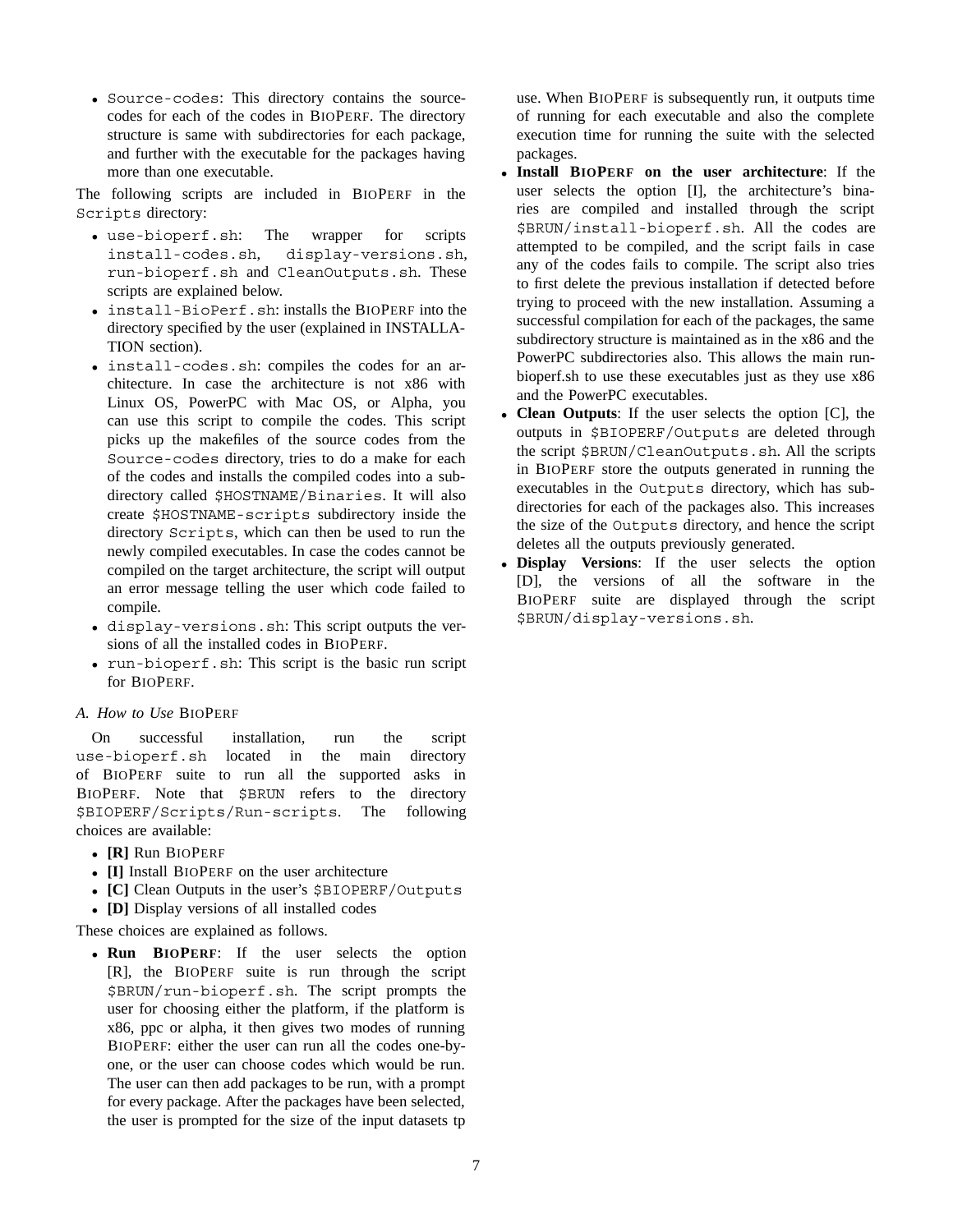- `Source-codes`: This directory contains the source-codes for each of the codes in BIOPERF. The directory structure is same with subdirectories for each package, and further with the executable for the packages having more than one executable.

The following scripts are included in BIOPERF in the `Scripts` directory:

- `use-bioperf.sh`: The wrapper for scripts `install-codes.sh`, `display-versions.sh`, `run-bioperf.sh` and `CleanOutputs.sh`. These scripts are explained below.
- `install-BioPerf.sh`: installs the BIOPERF into the directory specified by the user (explained in INSTALLATION section).
- `install-codes.sh`: compiles the codes for an architecture. In case the architecture is not x86 with Linux OS, PowerPC with Mac OS, or Alpha, you can use this script to compile the codes. This script picks up the makefiles of the source codes from the `Source-codes` directory, tries to do a make for each of the codes and installs the compiled codes into a subdirectory called `$HOSTNAME/Binaries`. It will also create `$HOSTNAME-scripts` subdirectory inside the directory `Scripts`, which can then be used to run the newly compiled executables. In case the codes cannot be compiled on the target architecture, the script will output an error message telling the user which code failed to compile.
- `display-versions.sh`: This script outputs the versions of all the installed codes in BIOPERF.
- `run-bioperf.sh`: This script is the basic run script for BIOPERF.

### A. *How to Use* BIOPERF

On successful installation, run the script `use-bioperf.sh` located in the main directory of BIOPERF suite to run all the supported asks in BIOPERF. Note that `$BRUN` refers to the directory `$BIOPERF/Scripts/Run-scripts`. The following choices are available:

- **[R]** Run BIOPERF
- **[I]** Install BIOPERF on the user architecture
- **[C]** Clean Outputs in the user's `$BIOPERF/Outputs`
- **[D]** Display versions of all installed codes

These choices are explained as follows.

- **Run BIOPERF**: If the user selects the option [R], the BIOPERF suite is run through the script `$BRUN/run-bioperf.sh`. The script prompts the user for choosing either the platform, if the platform is x86, ppc or alpha, it then gives two modes of running BIOPERF: either the user can run all the codes one-by-one, or the user can choose codes which would be run. The user can then add packages to be run, with a prompt for every package. After the packages have been selected, the user is prompted for the size of the input datasets tp use. When BIOPERF is subsequently run, it outputs time of running for each executable and also the complete execution time for running the suite with the selected packages.
- **Install BIOPERF on the user architecture**: If the user selects the option [I], the architecture's binaries are compiled and installed through the script `$BRUN/install-bioperf.sh`. All the codes are attempted to be compiled, and the script fails in case any of the codes fails to compile. The script also tries to first delete the previous installation if detected before trying to proceed with the new installation. Assuming a successful compilation for each of the packages, the same subdirectory structure is maintained as in the x86 and the PowerPC subdirectories also. This allows the main run-bioperf.sh to use these executables just as they use x86 and the PowerPC executables.
- **Clean Outputs**: If the user selects the option [C], the outputs in `$BIOPERF/Outputs` are deleted through the script `$BRUN/CleanOutputs.sh`. All the scripts in BIOPERF store the outputs generated in running the executables in the `Outputs` directory, which has subdirectories for each of the packages also. This increases the size of the `Outputs` directory, and hence the script deletes all the outputs previously generated.
- **Display Versions**: If the user selects the option [D], the versions of all the software in the BIOPERF suite are displayed through the script `$BRUN/display-versions.sh`.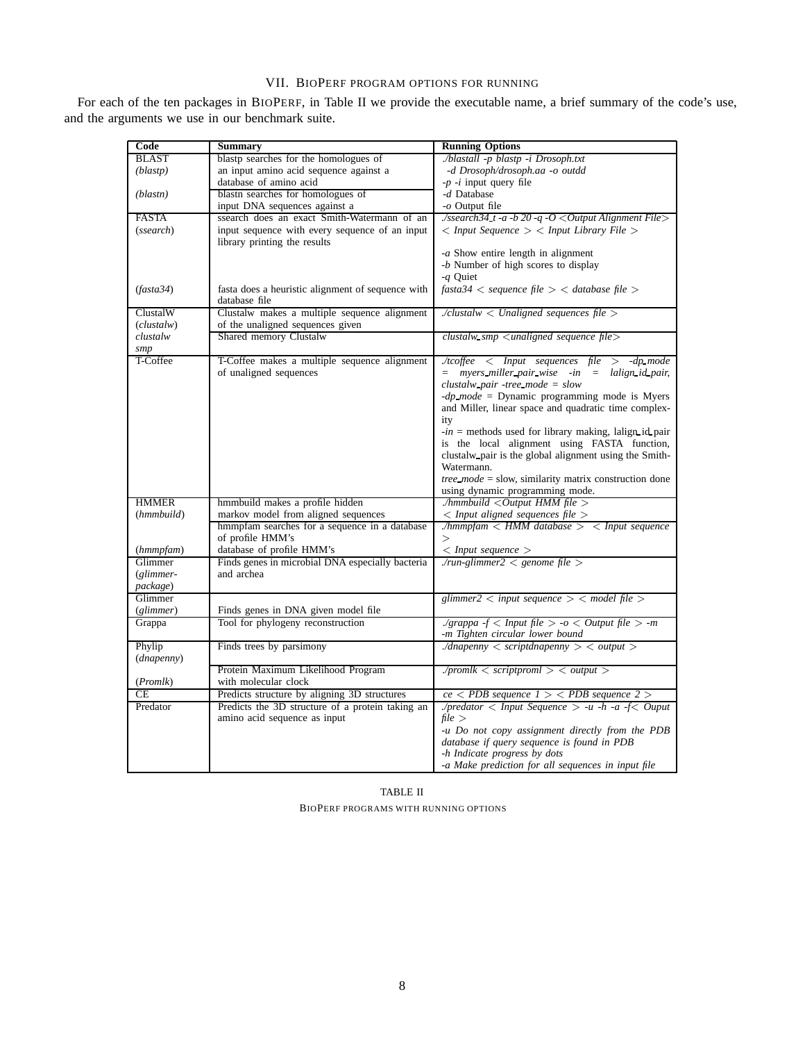## VII. BIOPERF PROGRAM OPTIONS FOR RUNNING

For each of the ten packages in BIOPERF, in Table II we provide the executable name, a brief summary of the code's use, and the arguments we use in our benchmark suite.

| Code | Summary | Running Options |
|---|---|---|
| BLAST *(blastp)* | blastp searches for the homologues of an input amino acid sequence against a database of amino acid | *./blastall -p blastp -i Drosoph.txt -d Drosoph/drosoph.aa -o outdd* <br> *-p -i* input query file <br> *-d* Database <br> *-o* Output file |
| *(blastn)* | blastn searches for homologues of input DNA sequences against a | |
| FASTA (*ssearch*) | ssearch does an exact Smith-Waterman of an input sequence with every sequence of an input library printing the results | *./ssearch34_t -a -b 20 -q -O <Output Alignment File> < Input Sequence > < Input Library File >* <br> *-a* Show entire length in alignment <br> *-b* Number of high scores to display <br> *-q* Quiet |
| *(fasta34)* | fasta does a heuristic alignment of sequence with database file | *fasta34 < sequence file > < database file >* |
| ClustalW (*clustalw*) | Clustalw makes a multiple sequence alignment of the unaligned sequences given | *./clustalw < Unaligned sequences file >* |
| *clustalw smp* | Shared memory Clustalw | *clustalw_smp <unaligned sequence file>* |
| T-Coffee | T-Coffee makes a multiple sequence alignment of unaligned sequences | *./tcoffee < Input sequences file > -dp_mode = myers_miller_pair_wise -in = lalign_id_pair, clustalw_pair -tree_mode = slow* <br> *-dp_mode* = Dynamic programming mode is Myers and Miller, linear space and quadratic time complexity <br> *-in* = methods used for library making, lalign_id_pair is the local alignment using FASTA function, clustalw_pair is the global alignment using the Smith-Watermann. <br> *tree_mode* = slow, similarity matrix construction done using dynamic programming mode. |
| HMMER (*hmmbuild*) | hmmbuild makes a profile hidden markov model from aligned sequences | *./hmmbuild <Output HMM file > < Input aligned sequences file >* |
| (*hmmpfam*) | hmmpfam searches for a sequence in a database of profile HMM's database of profile HMM's | *./hmmpfam < HMM database > < Input sequence > < Input sequence >* |
| Glimmer (*glimmer-package*) | Finds genes in microbial DNA especially bacteria and archea | *./run-glimmer2 < genome file >* |
| Glimmer (*glimmer*) | Finds genes in DNA given model file | *glimmer2 < input sequence > < model file >* |
| Grappa | Tool for phylogeny reconstruction | *./grappa -f < Input file > -o < Output file > -m* <br> *-m Tighten circular lower bound* |
| Phylip (*dnapenny*) | Finds trees by parsimony | *./dnapenny < scriptdnapenny > < output >* |
| (*Promlk*) | Protein Maximum Likelihood Program with molecular clock | *./promlk < scriptproml > < output >* |
| CE | Predicts structure by aligning 3D structures | *ce < PDB sequence 1 > < PDB sequence 2 >* |
| Predator | Predicts the 3D structure of a protein taking an amino acid sequence as input | *./predator < Input Sequence > -u -h -a -f< Ouput file >* <br> *-u Do not copy assignment directly from the PDB database if query sequence is found in PDB* <br> *-h Indicate progress by dots* <br> *-a Make prediction for all sequences in input file* |

TABLE II

BIOPERF PROGRAMS WITH RUNNING OPTIONS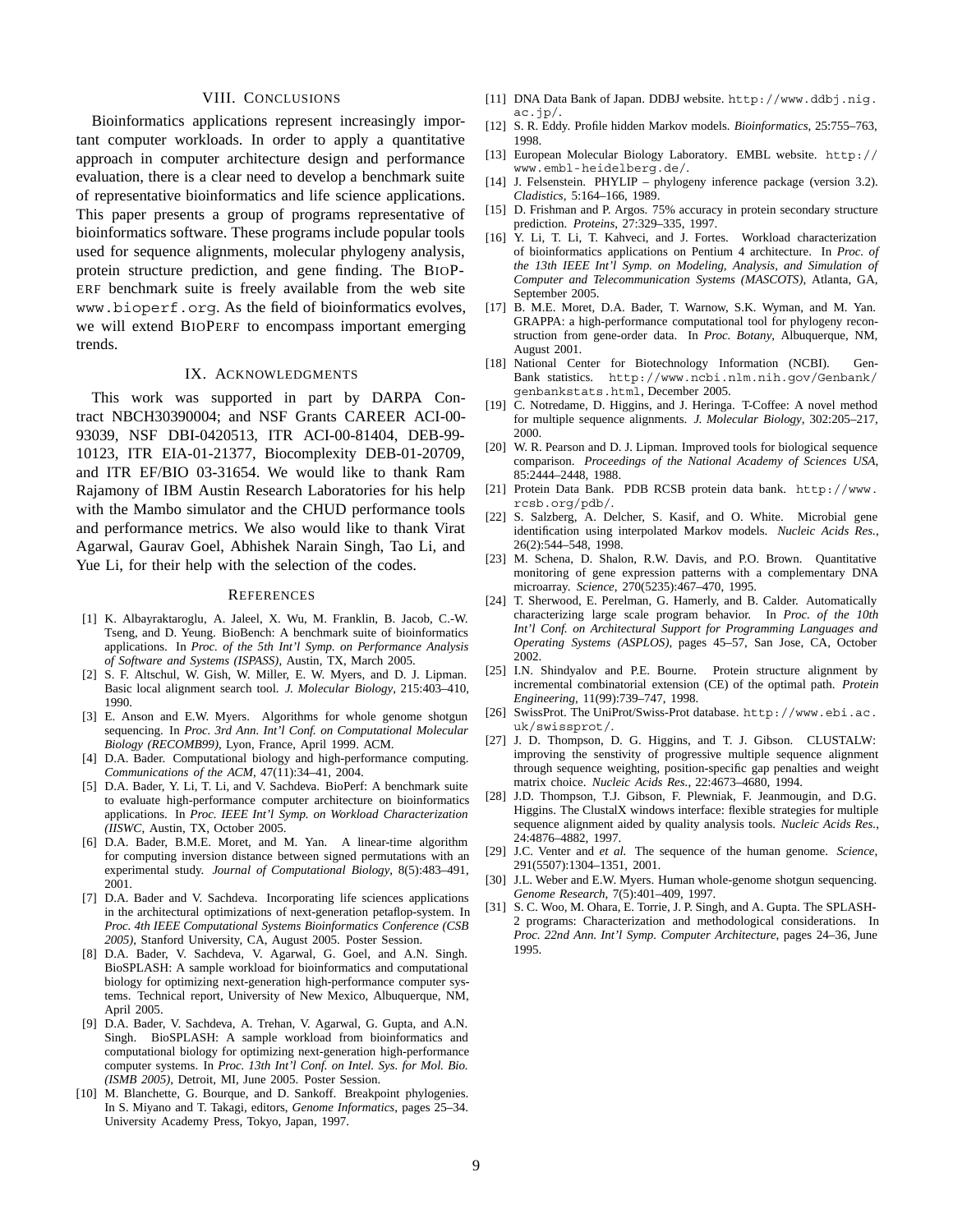## VIII. Conclusions

Bioinformatics applications represent increasingly important computer workloads. In order to apply a quantitative approach in computer architecture design and performance evaluation, there is a clear need to develop a benchmark suite of representative bioinformatics and life science applications. This paper presents a group of programs representative of bioinformatics software. These programs include popular tools used for sequence alignments, molecular phylogeny analysis, protein structure prediction, and gene finding. The BioPerf benchmark suite is freely available from the web site `www.bioperf.org`. As the field of bioinformatics evolves, we will extend BioPerf to encompass important emerging trends.

## IX. Acknowledgments

This work was supported in part by DARPA Contract NBCH30390004; and NSF Grants CAREER ACI-00-93039, NSF DBI-0420513, ITR ACI-00-81404, DEB-99-10123, ITR EIA-01-21377, Biocomplexity DEB-01-20709, and ITR EF/BIO 03-31654. We would like to thank Ram Rajamony of IBM Austin Research Laboratories for his help with the Mambo simulator and the CHUD performance tools and performance metrics. We also would like to thank Virat Agarwal, Gaurav Goel, Abhishek Narain Singh, Tao Li, and Yue Li, for their help with the selection of the codes.

## References

[1] K. Albayraktaroglu, A. Jaleel, X. Wu, M. Franklin, B. Jacob, C.-W. Tseng, and D. Yeung. BioBench: A benchmark suite of bioinformatics applications. In *Proc. of the 5th Int'l Symp. on Performance Analysis of Software and Systems (ISPASS)*, Austin, TX, March 2005.

[2] S. F. Altschul, W. Gish, W. Miller, E. W. Myers, and D. J. Lipman. Basic local alignment search tool. *J. Molecular Biology*, 215:403–410, 1990.

[3] E. Anson and E.W. Myers. Algorithms for whole genome shotgun sequencing. In *Proc. 3rd Ann. Int'l Conf. on Computational Molecular Biology (RECOMB99)*, Lyon, France, April 1999. ACM.

[4] D.A. Bader. Computational biology and high-performance computing. *Communications of the ACM*, 47(11):34–41, 2004.

[5] D.A. Bader, Y. Li, T. Li, and V. Sachdeva. BioPerf: A benchmark suite to evaluate high-performance computer architecture on bioinformatics applications. In *Proc. IEEE Int'l Symp. on Workload Characterization (IISWC*, Austin, TX, October 2005.

[6] D.A. Bader, B.M.E. Moret, and M. Yan. A linear-time algorithm for computing inversion distance between signed permutations with an experimental study. *Journal of Computational Biology*, 8(5):483–491, 2001.

[7] D.A. Bader and V. Sachdeva. Incorporating life sciences applications in the architectural optimizations of next-generation petaflop-system. In *Proc. 4th IEEE Computational Systems Bioinformatics Conference (CSB 2005)*, Stanford University, CA, August 2005. Poster Session.

[8] D.A. Bader, V. Sachdeva, V. Agarwal, G. Goel, and A.N. Singh. BioSPLASH: A sample workload for bioinformatics and computational biology for optimizing next-generation high-performance computer systems. Technical report, University of New Mexico, Albuquerque, NM, April 2005.

[9] D.A. Bader, V. Sachdeva, A. Trehan, V. Agarwal, G. Gupta, and A.N. Singh. BioSPLASH: A sample workload from bioinformatics and computational biology for optimizing next-generation high-performance computer systems. In *Proc. 13th Int'l Conf. on Intel. Sys. for Mol. Bio. (ISMB 2005)*, Detroit, MI, June 2005. Poster Session.

[10] M. Blanchette, G. Bourque, and D. Sankoff. Breakpoint phylogenies. In S. Miyano and T. Takagi, editors, *Genome Informatics*, pages 25–34. University Academy Press, Tokyo, Japan, 1997.

[11] DNA Data Bank of Japan. DDBJ website. `http://www.ddbj.nig.ac.jp/`.

[12] S. R. Eddy. Profile hidden Markov models. *Bioinformatics*, 25:755–763, 1998.

[13] European Molecular Biology Laboratory. EMBL website. `http://www.embl-heidelberg.de/`.

[14] J. Felsenstein. PHYLIP – phylogeny inference package (version 3.2). *Cladistics*, 5:164–166, 1989.

[15] D. Frishman and P. Argos. 75% accuracy in protein secondary structure prediction. *Proteins*, 27:329–335, 1997.

[16] Y. Li, T. Li, T. Kahveci, and J. Fortes. Workload characterization of bioinformatics applications on Pentium 4 architecture. In *Proc. of the 13th IEEE Int'l Symp. on Modeling, Analysis, and Simulation of Computer and Telecommunication Systems (MASCOTS)*, Atlanta, GA, September 2005.

[17] B. M.E. Moret, D.A. Bader, T. Warnow, S.K. Wyman, and M. Yan. GRAPPA: a high-performance computational tool for phylogeny reconstruction from gene-order data. In *Proc. Botany*, Albuquerque, NM, August 2001.

[18] National Center for Biotechnology Information (NCBI). GenBank statistics. `http://www.ncbi.nlm.nih.gov/Genbank/genbankstats.html`, December 2005.

[19] C. Notredame, D. Higgins, and J. Heringa. T-Coffee: A novel method for multiple sequence alignments. *J. Molecular Biology*, 302:205–217, 2000.

[20] W. R. Pearson and D. J. Lipman. Improved tools for biological sequence comparison. *Proceedings of the National Academy of Sciences USA*, 85:2444–2448, 1988.

[21] Protein Data Bank. PDB RCSB protein data bank. `http://www.rcsb.org/pdb/`.

[22] S. Salzberg, A. Delcher, S. Kasif, and O. White. Microbial gene identification using interpolated Markov models. *Nucleic Acids Res.*, 26(2):544–548, 1998.

[23] M. Schena, D. Shalon, R.W. Davis, and P.O. Brown. Quantitative monitoring of gene expression patterns with a complementary DNA microarray. *Science*, 270(5235):467–470, 1995.

[24] T. Sherwood, E. Perelman, G. Hamerly, and B. Calder. Automatically characterizing large scale program behavior. In *Proc. of the 10th Int'l Conf. on Architectural Support for Programming Languages and Operating Systems (ASPLOS)*, pages 45–57, San Jose, CA, October 2002.

[25] I.N. Shindyalov and P.E. Bourne. Protein structure alignment by incremental combinatorial extension (CE) of the optimal path. *Protein Engineering*, 11(99):739–747, 1998.

[26] SwissProt. The UniProt/Swiss-Prot database. `http://www.ebi.ac.uk/swissprot/`.

[27] J. D. Thompson, D. G. Higgins, and T. J. Gibson. CLUSTALW: improving the senstivity of progressive multiple sequence alignment through sequence weighting, position-specific gap penalties and weight matrix choice. *Nucleic Acids Res.*, 22:4673–4680, 1994.

[28] J.D. Thompson, T.J. Gibson, F. Plewniak, F. Jeanmougin, and D.G. Higgins. The ClustalX windows interface: flexible strategies for multiple sequence alignment aided by quality analysis tools. *Nucleic Acids Res.*, 24:4876–4882, 1997.

[29] J.C. Venter and *et al.* The sequence of the human genome. *Science*, 291(5507):1304–1351, 2001.

[30] J.L. Weber and E.W. Myers. Human whole-genome shotgun sequencing. *Genome Research*, 7(5):401–409, 1997.

[31] S. C. Woo, M. Ohara, E. Torrie, J. P. Singh, and A. Gupta. The SPLASH-2 programs: Characterization and methodological considerations. In *Proc. 22nd Ann. Int'l Symp. Computer Architecture*, pages 24–36, June 1995.